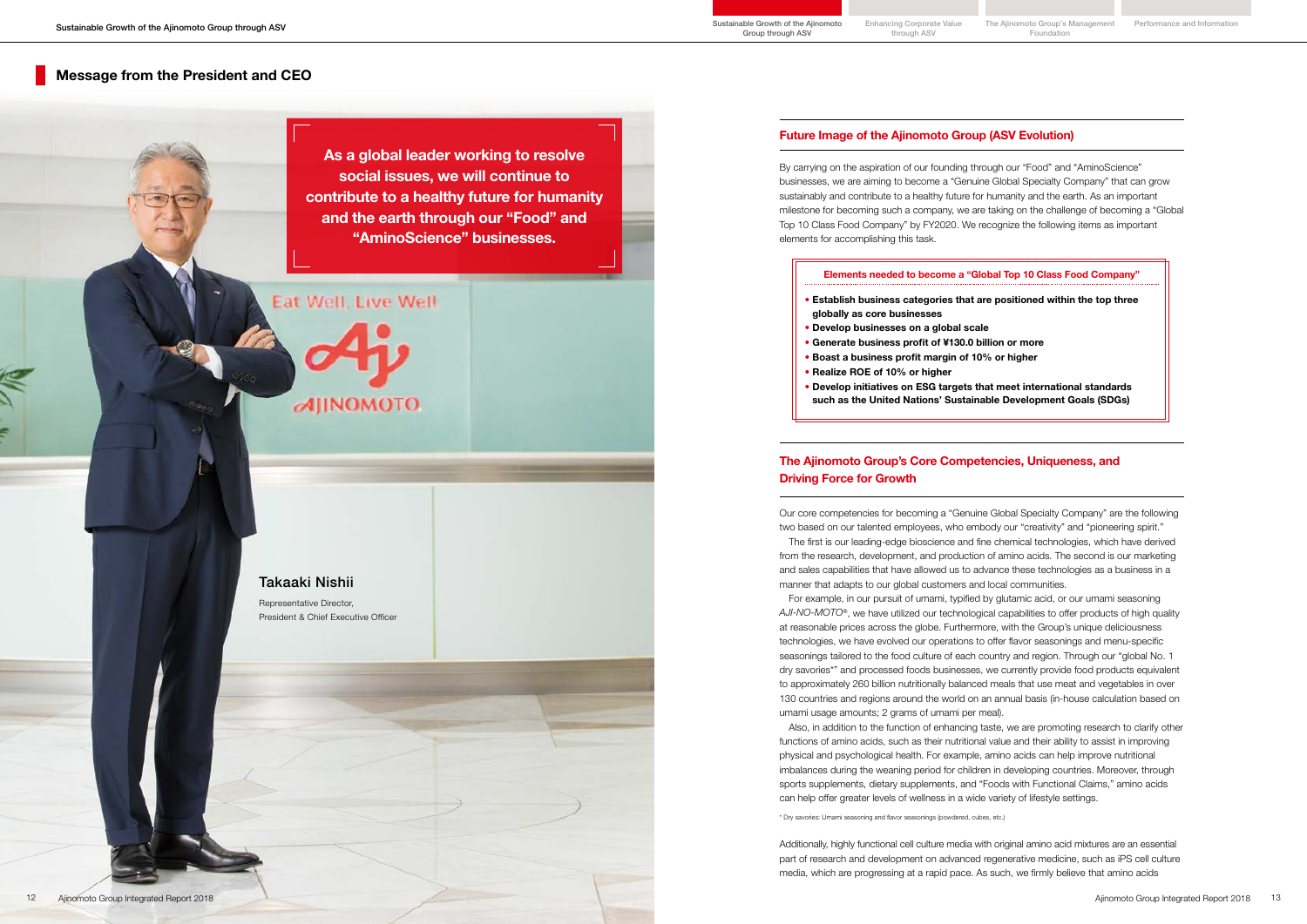## Message from the President and CEO

**As a global leader working to resolve social issues, we will continue to contribute to a healthy future for humanity and the earth through our "Food" and "AminoScience" businesses.**

Takaaki Nishii

Representative Director, President & Chief Executive Officer

### Future Image of the Ajinomoto Group (ASV Evolution)

By carrying on the aspiration of our founding through our "Food" and "AminoScience" businesses, we are aiming to become a "Genuine Global Specialty Company" that can grow sustainably and contribute to a healthy future for humanity and the earth. As an important milestone for becoming such a company, we are taking on the challenge of becoming a "Global Top 10 Class Food Company" by FY2020. We recognize the following items as important elements for accomplishing this task.

**Elements needed to become a "Global Top 10 Class Food Company"**

- **Establish business categories that are positioned within the top three globally as core businesses**
- **Develop businesses on a global scale**
- **Generate business profit of ¥130.0 billion or more**
- **Boast a business profit margin of 10% or higher**
- **Realize ROE of 10% or higher**
- **Develop initiatives on ESG targets that meet international standards such as the United Nations' Sustainable Development Goals (SDGs)**

### The Ajinomoto Group's Core Competencies, Uniqueness, and Driving Force for Growth

Our core competencies for becoming a "Genuine Global Specialty Company" are the following two based on our talented employees, who embody our "creativity" and "pioneering spirit."

The first is our leading-edge bioscience and fine chemical technologies, which have derived from the research, development, and production of amino acids. The second is our marketing and sales capabilities that have allowed us to advance these technologies as a business in a manner that adapts to our global customers and local communities.

For example, in our pursuit of umami, typified by glutamic acid, or our umami seasoning *AJI-NO-MOTO*®, we have utilized our technological capabilities to offer products of high quality at reasonable prices across the globe. Furthermore, with the Group's unique deliciousness technologies, we have evolved our operations to offer flavor seasonings and menu-specific seasonings tailored to the food culture of each country and region. Through our "global No. 1 dry savories*" and processed foods businesses, we currently provide food products equivalent to approximately 260 billion nutritionally balanced meals that use meat and vegetables in over 130 countries and regions around the world on an annual basis (in-house calculation based on umami usage amounts; 2 grams of umami per meal).

Also, in addition to the function of enhancing taste, we are promoting research to clarify other functions of amino acids, such as their nutritional value and their ability to assist in improving physical and psychological health. For example, amino acids can help improve nutritional imbalances during the weaning period for children in developing countries. Moreover, through sports supplements, dietary supplements, and "Foods with Functional Claims," amino acids can help offer greater levels of wellness in a wide variety of lifestyle settings.

* Dry savories: Umami seasoning and flavor seasonings (powdered, cubes, etc.)

Additionally, highly functional cell culture media with original amino acid mixtures are an essential part of research and development on advanced regenerative medicine, such as iPS cell culture media, which are progressing at a rapid pace. As such, we firmly believe that amino acids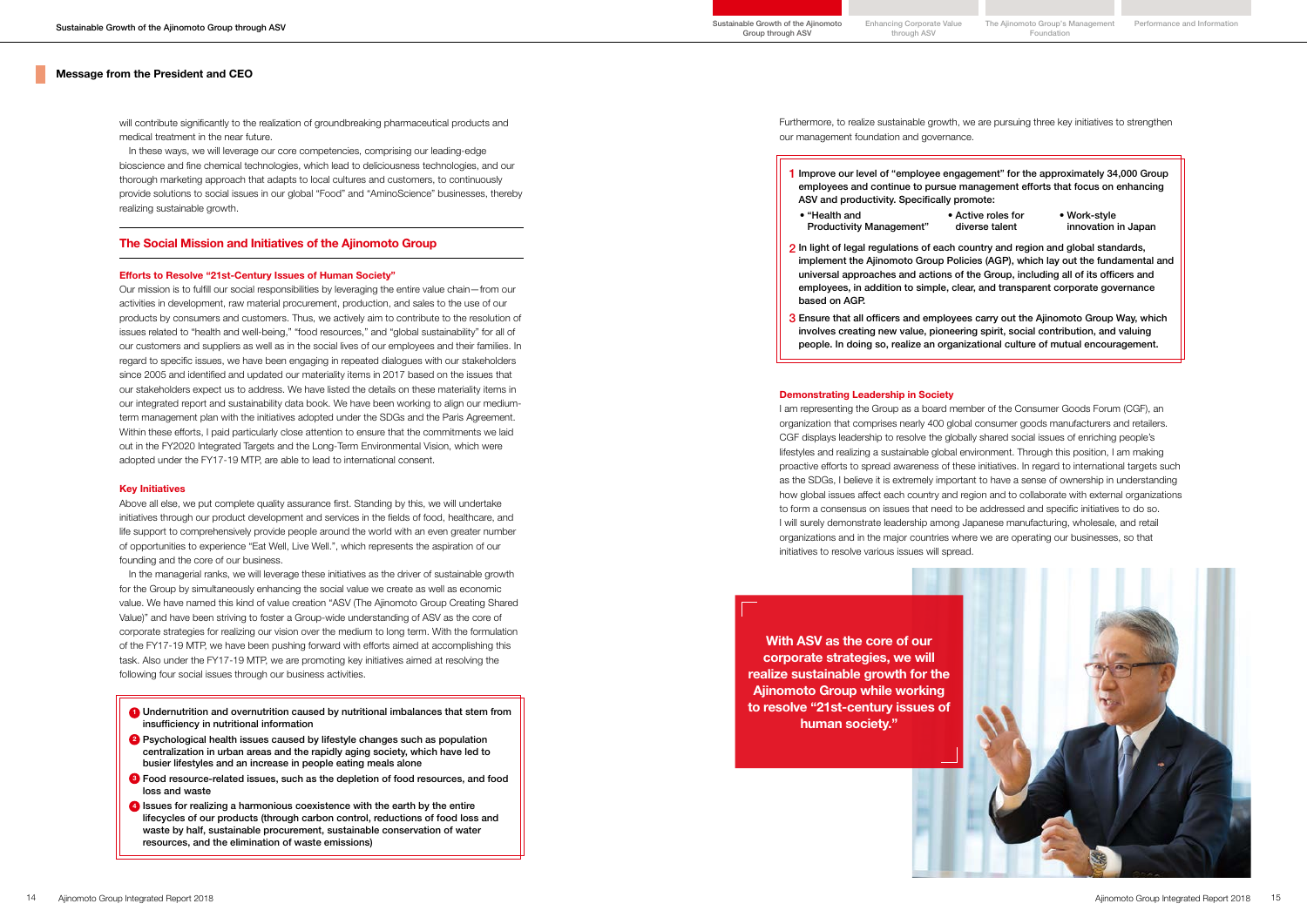## Message from the President and CEO

will contribute significantly to the realization of groundbreaking pharmaceutical products and medical treatment in the near future.

In these ways, we will leverage our core competencies, comprising our leading-edge bioscience and fine chemical technologies, which lead to deliciousness technologies, and our thorough marketing approach that adapts to local cultures and customers, to continuously provide solutions to social issues in our global "Food" and "AminoScience" businesses, thereby realizing sustainable growth.

## The Social Mission and Initiatives of the Ajinomoto Group

### Efforts to Resolve "21st-Century Issues of Human Society"

Our mission is to fulfill our social responsibilities by leveraging the entire value chain—from our activities in development, raw material procurement, production, and sales to the use of our products by consumers and customers. Thus, we actively aim to contribute to the resolution of issues related to "health and well-being," "food resources," and "global sustainability" for all of our customers and suppliers as well as in the social lives of our employees and their families. In regard to specific issues, we have been engaging in repeated dialogues with our stakeholders since 2005 and identified and updated our materiality items in 2017 based on the issues that our stakeholders expect us to address. We have listed the details on these materiality items in our integrated report and sustainability data book. We have been working to align our medium-term management plan with the initiatives adopted under the SDGs and the Paris Agreement. Within these efforts, I paid particularly close attention to ensure that the commitments we laid out in the FY2020 Integrated Targets and the Long-Term Environmental Vision, which were adopted under the FY17-19 MTP, are able to lead to international consent.

### Key Initiatives

Above all else, we put complete quality assurance first. Standing by this, we will undertake initiatives through our product development and services in the fields of food, healthcare, and life support to comprehensively provide people around the world with an even greater number of opportunities to experience "Eat Well, Live Well.", which represents the aspiration of our founding and the core of our business.

In the managerial ranks, we will leverage these initiatives as the driver of sustainable growth for the Group by simultaneously enhancing the social value we create as well as economic value. We have named this kind of value creation "ASV (The Ajinomoto Group Creating Shared Value)" and have been striving to foster a Group-wide understanding of ASV as the core of corporate strategies for realizing our vision over the medium to long term. With the formulation of the FY17-19 MTP, we have been pushing forward with efforts aimed at accomplishing this task. Also under the FY17-19 MTP, we are promoting key initiatives aimed at resolving the following four social issues through our business activities.

1. **Undernutrition and overnutrition caused by nutritional imbalances that stem from insufficiency in nutritional information**
2. **Psychological health issues caused by lifestyle changes such as population centralization in urban areas and the rapidly aging society, which have led to busier lifestyles and an increase in people eating meals alone**
3. **Food resource-related issues, such as the depletion of food resources, and food loss and waste**
4. **Issues for realizing a harmonious coexistence with the earth by the entire lifecycles of our products (through carbon control, reductions of food loss and waste by half, sustainable procurement, sustainable conservation of water resources, and the elimination of waste emissions)**

Furthermore, to realize sustainable growth, we are pursuing three key initiatives to strengthen our management foundation and governance.

1. **Improve our level of "employee engagement" for the approximately 34,000 Group employees and continue to pursue management efforts that focus on enhancing ASV and productivity. Specifically promote:**
   - **"Health and Productivity Management"**
   - **Active roles for diverse talent**
   - **Work-style innovation in Japan**
2. **In light of legal regulations of each country and region and global standards, implement the Ajinomoto Group Policies (AGP), which lay out the fundamental and universal approaches and actions of the Group, including all of its officers and employees, in addition to simple, clear, and transparent corporate governance based on AGP.**
3. **Ensure that all officers and employees carry out the Ajinomoto Group Way, which involves creating new value, pioneering spirit, social contribution, and valuing people. In doing so, realize an organizational culture of mutual encouragement.**

### Demonstrating Leadership in Society

I am representing the Group as a board member of the Consumer Goods Forum (CGF), an organization that comprises nearly 400 global consumer goods manufacturers and retailers. CGF displays leadership to resolve the globally shared social issues of enriching people's lifestyles and realizing a sustainable global environment. Through this position, I am making proactive efforts to spread awareness of these initiatives. In regard to international targets such as the SDGs, I believe it is extremely important to have a sense of ownership in understanding how global issues affect each country and region and to collaborate with external organizations to form a consensus on issues that need to be addressed and specific initiatives to do so. I will surely demonstrate leadership among Japanese manufacturing, wholesale, and retail organizations and in the major countries where we are operating our businesses, so that initiatives to resolve various issues will spread.

**With ASV as the core of our corporate strategies, we will realize sustainable growth for the Ajinomoto Group while working to resolve "21st-century issues of human society."**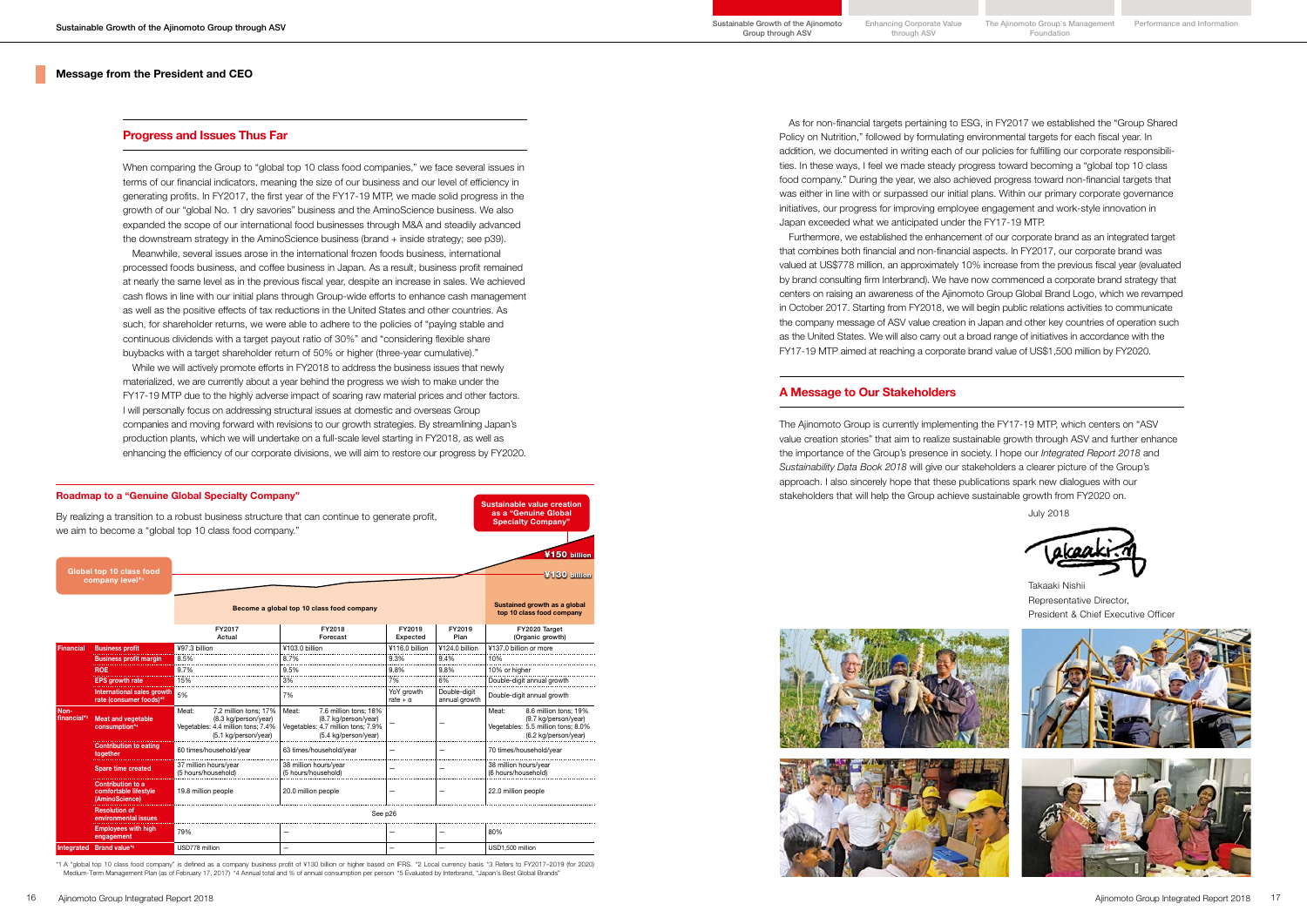## Message from the President and CEO

### Progress and Issues Thus Far

When comparing the Group to "global top 10 class food companies," we face several issues in terms of our financial indicators, meaning the size of our business and our level of efficiency in generating profits. In FY2017, the first year of the FY17-19 MTP, we made solid progress in the growth of our "global No. 1 dry savories" business and the AminoScience business. We also expanded the scope of our international food businesses through M&A and steadily advanced the downstream strategy in the AminoScience business (brand + inside strategy; see p39).

Meanwhile, several issues arose in the international frozen foods business, international processed foods business, and coffee business in Japan. As a result, business profit remained at nearly the same level as in the previous fiscal year, despite an increase in sales. We achieved cash flows in line with our initial plans through Group-wide efforts to enhance cash management as well as the positive effects of tax reductions in the United States and other countries. As such, for shareholder returns, we were able to adhere to the policies of "paying stable and continuous dividends with a target payout ratio of 30%" and "considering flexible share buybacks with a target shareholder return of 50% or higher (three-year cumulative)."

While we will actively promote efforts in FY2018 to address the business issues that newly materialized, we are currently about a year behind the progress we wish to make under the FY17-19 MTP due to the highly adverse impact of soaring raw material prices and other factors. I will personally focus on addressing structural issues at domestic and overseas Group companies and moving forward with revisions to our growth strategies. By streamlining Japan's production plants, which we will undertake on a full-scale level starting in FY2018, as well as enhancing the efficiency of our corporate divisions, we will aim to restore our progress by FY2020.

### Roadmap to a "Genuine Global Specialty Company"

By realizing a transition to a robust business structure that can continue to generate profit, we aim to become a "global top 10 class food company."

Sustainable value creation as a "Genuine Global Specialty Company"

Global top 10 class food company level*1

¥150 billion

¥130 billion

Become a global top 10 class food company

Sustained growth as a global top 10 class food company

| | | FY2017 Actual | FY2018 Forecast | FY2019 Expected | FY2019 Plan | FY2020 Target (Organic growth) |
|---|---|---|---|---|---|---|
| Financial | Business profit | ¥97.3 billion | ¥103.0 billion | ¥116.0 billion | ¥124.0 billion | ¥137.0 billion or more |
| | Business profit margin | 8.5% | 8.7% | 9.3% | 9.4% | 10% |
| | ROE | 9.7% | 9.5% | 9.8% | 9.8% | 10% or higher |
| | EPS growth rate | 15% | 3% | 7% | 6% | Double-digit annual growth |
| | International sales growth rate (consumer foods)*2 | 5% | 7% | YoY growth rate + α | Double-digit annual growth | Double-digit annual growth |
| Non-financial*3 | Meat and vegetable consumption*4 | Meat: 7.2 million tons; 17% (8.3 kg/person/year) Vegetables: 4.4 million tons; 7.4% (5.1 kg/person/year) | Meat: 7.6 million tons; 18% (8.7 kg/person/year) Vegetables: 4.7 million tons; 7.9% (5.4 kg/person/year) | — | — | Meat: 8.6 million tons; 19% (9.7 kg/person/year) Vegetables: 5.5 million tons; 8.0% (6.2 kg/person/year) |
| | Contribution to eating together | 60 times/household/year | 63 times/household/year | — | — | 70 times/household/year |
| | Spare time created | 37 million hours/year (5 hours/household) | 38 million hours/year (5 hours/household) | — | — | 38 million hours/year (6 hours/household) |
| | Contribution to a comfortable lifestyle (AminoScience) | 19.8 million people | 20.0 million people | — | — | 22.0 million people |
| | Resolution of environmental issues | See p26 | | | | |
| | Employees with high engagement | 79% | — | — | — | 80% |
| Integrated | Brand value*5 | USD778 million | — | — | — | USD1,500 million |

*1 A "global top 10 class food company" is defined as a company business profit of ¥130 billion or higher based on IFRS. *2 Local currency basis *3 Refers to FY2017–2019 (for 2020) Medium-Term Management Plan (as of February 17, 2017) *4 Annual total and % of annual consumption per person *5 Evaluated by Interbrand, "Japan's Best Global Brands"

As for non-financial targets pertaining to ESG, in FY2017 we established the "Group Shared Policy on Nutrition," followed by formulating environmental targets for each fiscal year. In addition, we documented in writing each of our policies for fulfilling our corporate responsibilities. In these ways, I feel we made steady progress toward becoming a "global top 10 class food company." During the year, we also achieved progress toward non-financial targets that was either in line with or surpassed our initial plans. Within our primary corporate governance initiatives, our progress for improving employee engagement and work-style innovation in Japan exceeded what we anticipated under the FY17-19 MTP.

Furthermore, we established the enhancement of our corporate brand as an integrated target that combines both financial and non-financial aspects. In FY2017, our corporate brand was valued at US$778 million, an approximately 10% increase from the previous fiscal year (evaluated by brand consulting firm Interbrand). We have now commenced a corporate brand strategy that centers on raising an awareness of the Ajinomoto Group Global Brand Logo, which we revamped in October 2017. Starting from FY2018, we will begin public relations activities to communicate the company message of ASV value creation in Japan and other key countries of operation such as the United States. We will also carry out a broad range of initiatives in accordance with the FY17-19 MTP aimed at reaching a corporate brand value of US$1,500 million by FY2020.

### A Message to Our Stakeholders

The Ajinomoto Group is currently implementing the FY17-19 MTP, which centers on "ASV value creation stories" that aim to realize sustainable growth through ASV and further enhance the importance of the Group's presence in society. I hope our *Integrated Report 2018* and *Sustainability Data Book 2018* will give our stakeholders a clearer picture of the Group's approach. I also sincerely hope that these publications spark new dialogues with our stakeholders that will help the Group achieve sustainable growth from FY2020 on.

July 2018

Takaaki Nishii
Representative Director,
President & Chief Executive Officer